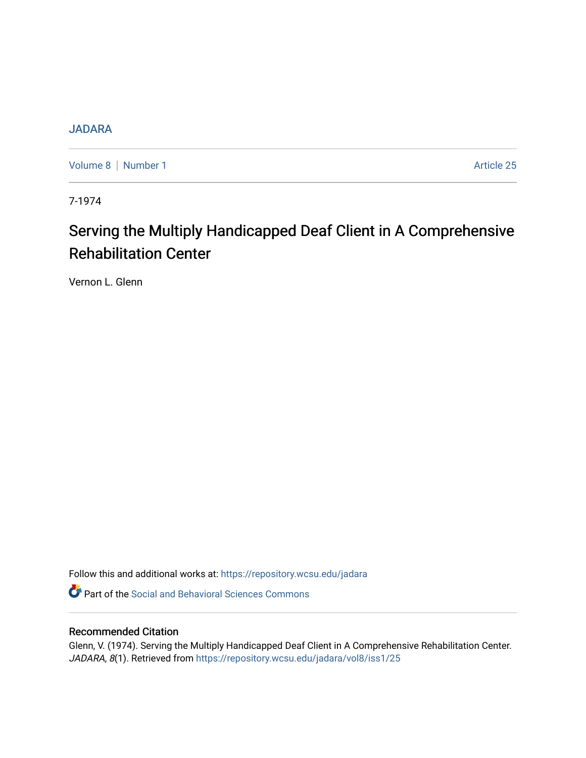JADARA

Volume 8 | Number 1 Article 25

7-1974

# Serving the Multiply Handicapped Deaf Client in A Comprehensive Rehabilitation Center

Vernon L. Glenn

Follow this and additional works at: https://repository.wcsu.edu/jadara

Part of the Social and Behavioral Sciences Commons

## Recommended Citation

Glenn, V. (1974). Serving the Multiply Handicapped Deaf Client in A Comprehensive Rehabilitation Center. *JADARA, 8*(1). Retrieved from https://repository.wcsu.edu/jadara/vol8/iss1/25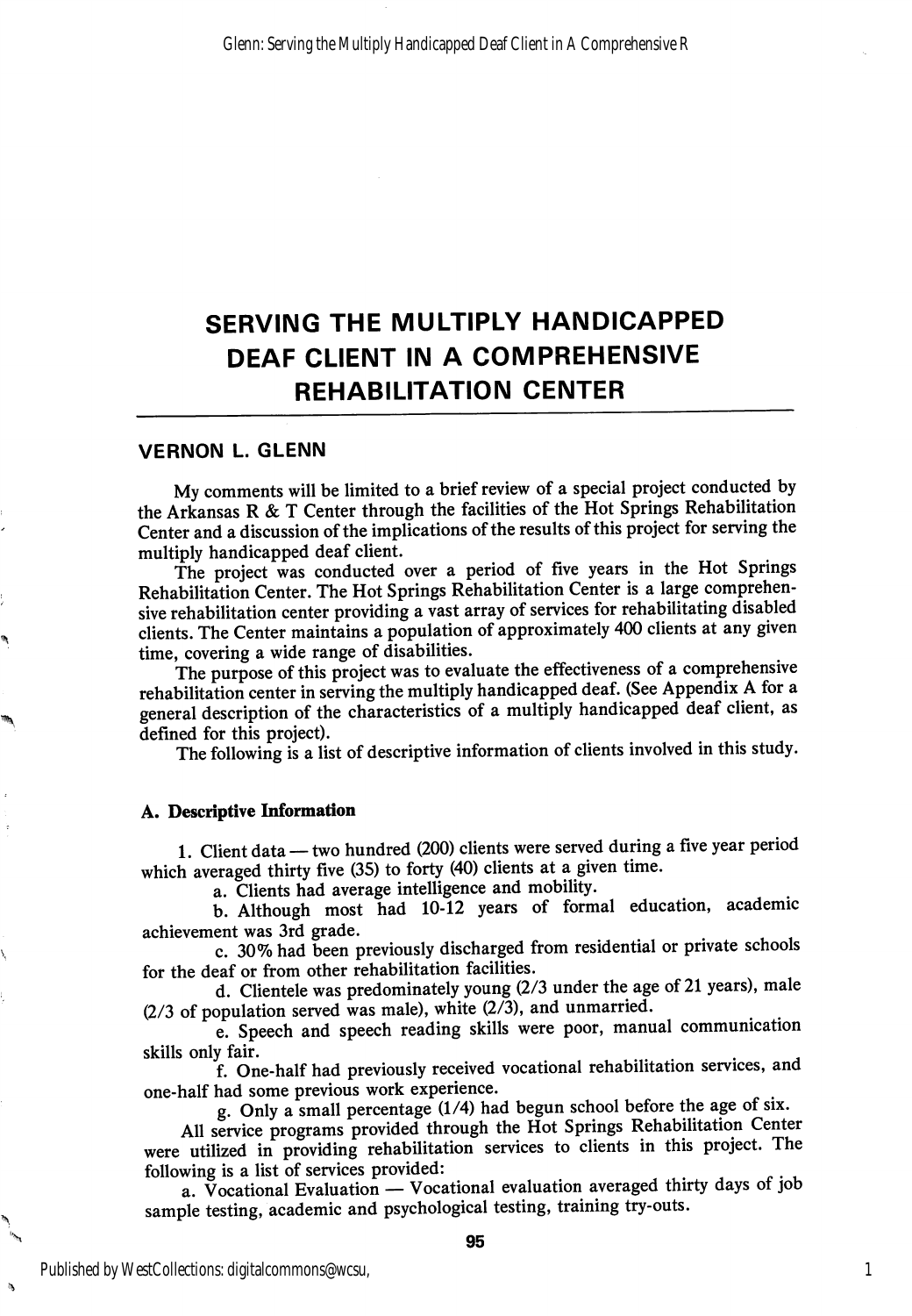# SERVING THE MULTIPLY HANDICAPPED DEAF CLIENT IN A COMPREHENSIVE REHABILITATION CENTER

## VERNON L. GLENN

My comments will be limited to a brief review of a special project conducted by the Arkansas R & T Center through the facilities of the Hot Springs Rehabilitation Center and a discussion of the implications of the results of this project for serving the multiply handicapped deaf client.

The project was conducted over a period of five years in the Hot Springs Rehabilitation Center. The Hot Springs Rehabilitation Center is a large comprehensive rehabilitation center providing a vast array of services for rehabilitating disabled clients. The Center maintains a population of approximately 400 clients at any given time, covering a wide range of disabilities.

The purpose of this project was to evaluate the effectiveness of a comprehensive rehabilitation center in serving the multiply handicapped deaf. (See Appendix A for a general description of the characteristics of a multiply handicapped deaf client, as defined for this project).

The following is a list of descriptive information of clients involved in this study.

### A. Descriptive Information

1. Client data — two hundred (200) clients were served during a five year period which averaged thirty five (35) to forty (40) clients at a given time.
   - a. Clients had average intelligence and mobility.
   - b. Although most had 10-12 years of formal education, academic achievement was 3rd grade.
   - c. 30% had been previously discharged from residential or private schools for the deaf or from other rehabilitation facilities.
   - d. Clientele was predominately young (2/3 under the age of 21 years), male (2/3 of population served was male), white (2/3), and unmarried.
   - e. Speech and speech reading skills were poor, manual communication skills only fair.
   - f. One-half had previously received vocational rehabilitation services, and one-half had some previous work experience.
   - g. Only a small percentage (1/4) had begun school before the age of six.

All service programs provided through the Hot Springs Rehabilitation Center were utilized in providing rehabilitation services to clients in this project. The following is a list of services provided:

- a. Vocational Evaluation — Vocational evaluation averaged thirty days of job sample testing, academic and psychological testing, training try-outs.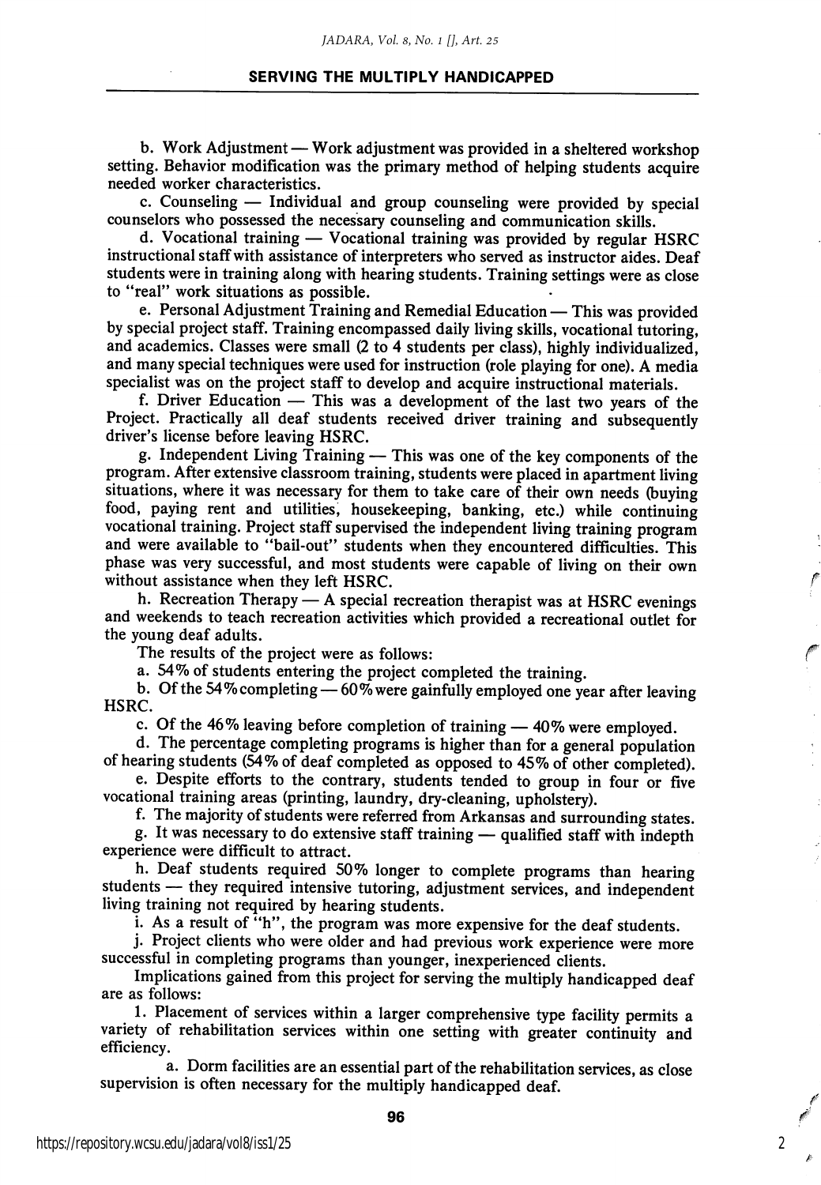b. Work Adjustment — Work adjustment was provided in a sheltered workshop setting. Behavior modification was the primary method of helping students acquire needed worker characteristics.

c. Counseling — Individual and group counseling were provided by special counselors who possessed the necessary counseling and communication skills.

d. Vocational training — Vocational training was provided by regular HSRC instructional staff with assistance of interpreters who served as instructor aides. Deaf students were in training along with hearing students. Training settings were as close to "real" work situations as possible.

e. Personal Adjustment Training and Remedial Education — This was provided by special project staff. Training encompassed daily living skills, vocational tutoring, and academics. Classes were small (2 to 4 students per class), highly individualized, and many special techniques were used for instruction (role playing for one). A media specialist was on the project staff to develop and acquire instructional materials.

f. Driver Education — This was a development of the last two years of the Project. Practically all deaf students received driver training and subsequently driver's license before leaving HSRC.

g. Independent Living Training — This was one of the key components of the program. After extensive classroom training, students were placed in apartment living situations, where it was necessary for them to take care of their own needs (buying food, paying rent and utilities, housekeeping, banking, etc.) while continuing vocational training. Project staff supervised the independent living training program and were available to "bail-out" students when they encountered difficulties. This phase was very successful, and most students were capable of living on their own without assistance when they left HSRC.

h. Recreation Therapy — A special recreation therapist was at HSRC evenings and weekends to teach recreation activities which provided a recreational outlet for the young deaf adults.

The results of the project were as follows:

a. 54% of students entering the project completed the training.

b. Of the 54% completing — 60% were gainfully employed one year after leaving HSRC.

c. Of the 46% leaving before completion of training — 40% were employed.

d. The percentage completing programs is higher than for a general population of hearing students (54% of deaf completed as opposed to 45% of other completed).

e. Despite efforts to the contrary, students tended to group in four or five vocational training areas (printing, laundry, dry-cleaning, upholstery).

f. The majority of students were referred from Arkansas and surrounding states.

g. It was necessary to do extensive staff training — qualified staff with indepth experience were difficult to attract.

h. Deaf students required 50% longer to complete programs than hearing students — they required intensive tutoring, adjustment services, and independent living training not required by hearing students.

i. As a result of "h", the program was more expensive for the deaf students.

j. Project clients who were older and had previous work experience were more successful in completing programs than younger, inexperienced clients.

Implications gained from this project for serving the multiply handicapped deaf are as follows:

1. Placement of services within a larger comprehensive type facility permits a variety of rehabilitation services within one setting with greater continuity and efficiency.

a. Dorm facilities are an essential part of the rehabilitation services, as close supervision is often necessary for the multiply handicapped deaf.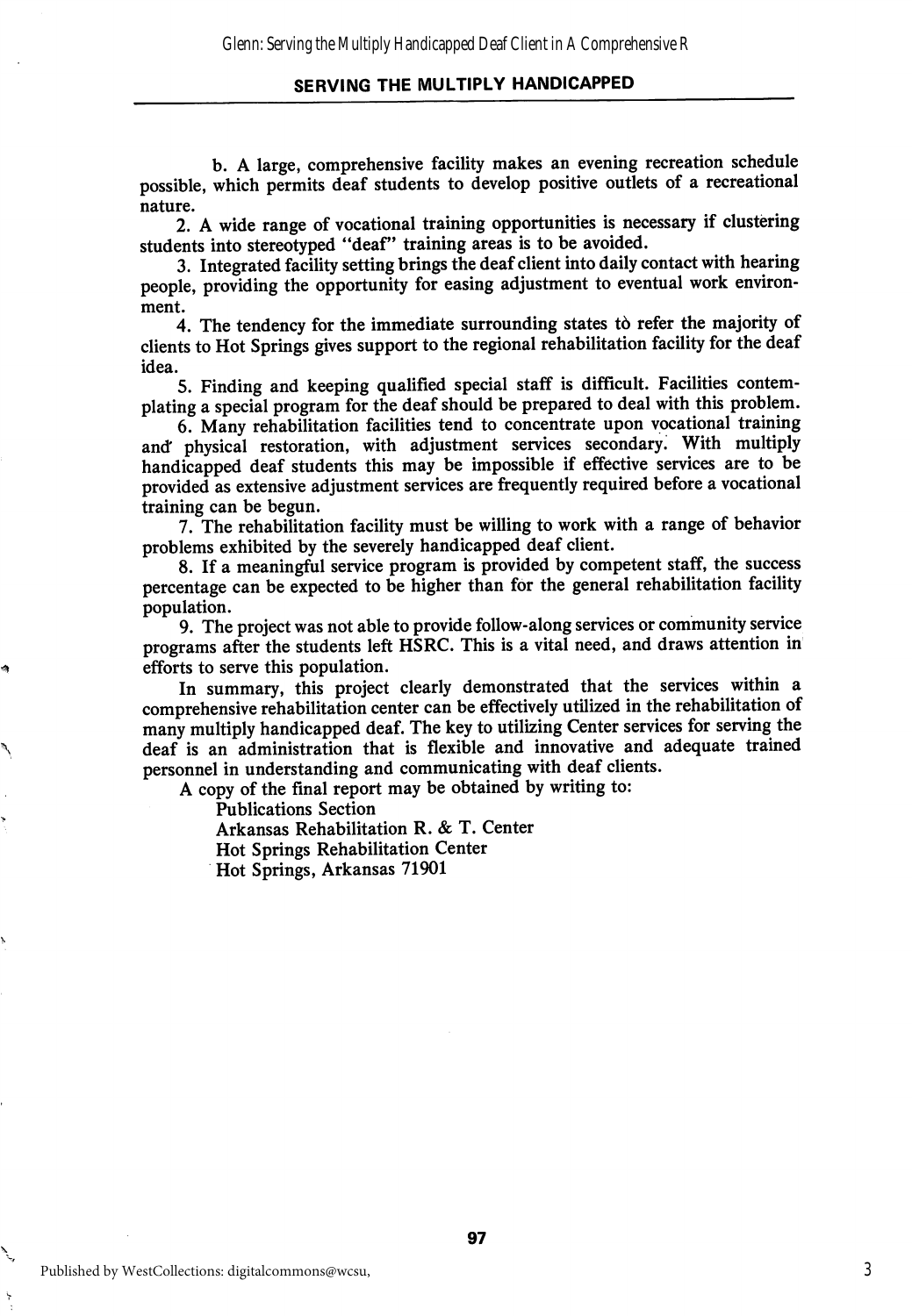b. A large, comprehensive facility makes an evening recreation schedule possible, which permits deaf students to develop positive outlets of a recreational nature.

2. A wide range of vocational training opportunities is necessary if clustering students into stereotyped "deaf" training areas is to be avoided.

3. Integrated facility setting brings the deaf client into daily contact with hearing people, providing the opportunity for easing adjustment to eventual work environment.

4. The tendency for the immediate surrounding states tò refer the majority of clients to Hot Springs gives support to the regional rehabilitation facility for the deaf idea.

5. Finding and keeping qualified special staff is difficult. Facilities contemplating a special program for the deaf should be prepared to deal with this problem.

6. Many rehabilitation facilities tend to concentrate upon vocational training and physical restoration, with adjustment services secondary. With multiply handicapped deaf students this may be impossible if effective services are to be provided as extensive adjustment services are frequently required before a vocational training can be begun.

7. The rehabilitation facility must be willing to work with a range of behavior problems exhibited by the severely handicapped deaf client.

8. If a meaningful service program is provided by competent staff, the success percentage can be expected to be higher than for the general rehabilitation facility population.

9. The project was not able to provide follow-along services or community service programs after the students left HSRC. This is a vital need, and draws attention in efforts to serve this population.

In summary, this project clearly demonstrated that the services within a comprehensive rehabilitation center can be effectively utilized in the rehabilitation of many multiply handicapped deaf. The key to utilizing Center services for serving the deaf is an administration that is flexible and innovative and adequate trained personnel in understanding and communicating with deaf clients.

A copy of the final report may be obtained by writing to:

Publications Section
Arkansas Rehabilitation R. & T. Center
Hot Springs Rehabilitation Center
Hot Springs, Arkansas 71901